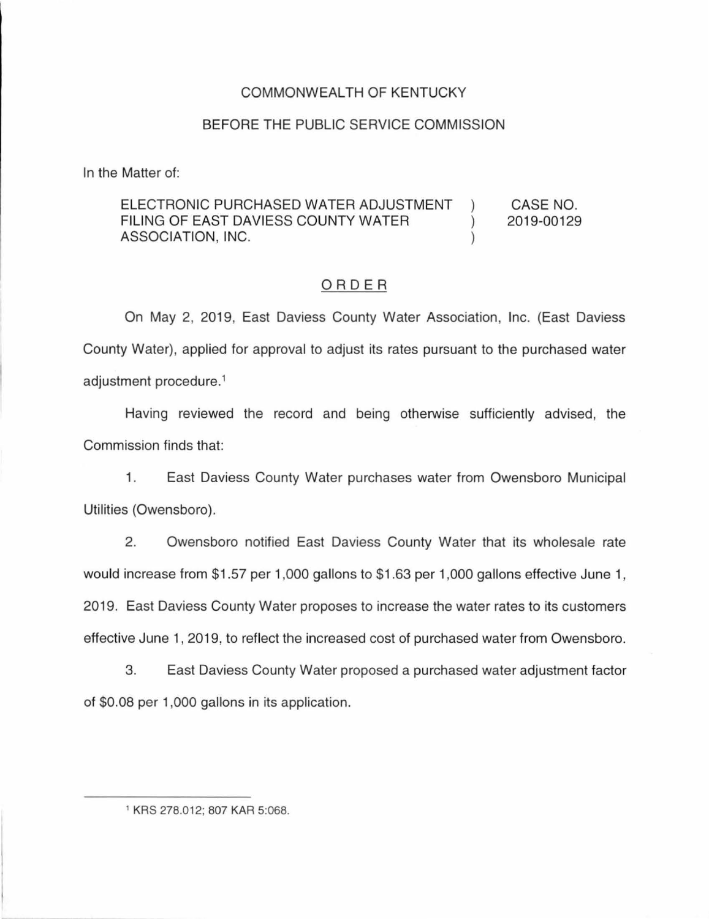COMMONWEALTH OF KENTUCKY

BEFORE THE PUBLIC SERVICE COMMISSION

In the Matter of:

| | | |
|---|---|---|
| ELECTRONIC PURCHASED WATER ADJUSTMENT FILING OF EAST DAVIESS COUNTY WATER ASSOCIATION, INC. | ) ) ) | CASE NO. 2019-00129 |

## ORDER

On May 2, 2019, East Daviess County Water Association, Inc. (East Daviess County Water), applied for approval to adjust its rates pursuant to the purchased water adjustment procedure.[1]

Having reviewed the record and being otherwise sufficiently advised, the Commission finds that:

1. East Daviess County Water purchases water from Owensboro Municipal Utilities (Owensboro).

2. Owensboro notified East Daviess County Water that its wholesale rate would increase from $1.57 per 1,000 gallons to $1.63 per 1,000 gallons effective June 1, 2019. East Daviess County Water proposes to increase the water rates to its customers effective June 1, 2019, to reflect the increased cost of purchased water from Owensboro.

3. East Daviess County Water proposed a purchased water adjustment factor of $0.08 per 1,000 gallons in its application.

---

[1] KRS 278.012; 807 KAR 5:068.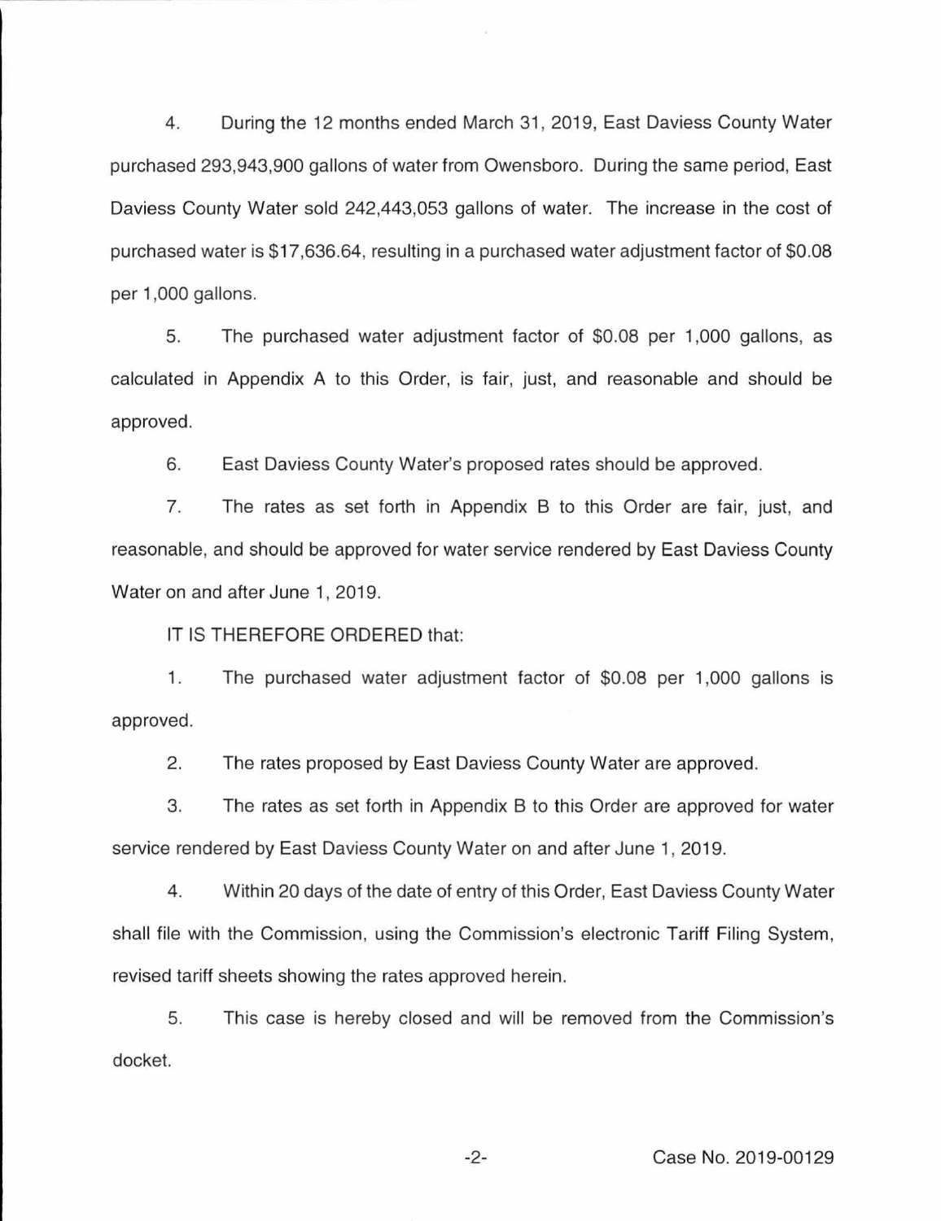4. During the 12 months ended March 31, 2019, East Daviess County Water purchased 293,943,900 gallons of water from Owensboro. During the same period, East Daviess County Water sold 242,443,053 gallons of water. The increase in the cost of purchased water is $17,636.64, resulting in a purchased water adjustment factor of $0.08 per 1,000 gallons.

5. The purchased water adjustment factor of $0.08 per 1,000 gallons, as calculated in Appendix A to this Order, is fair, just, and reasonable and should be approved.

6. East Daviess County Water's proposed rates should be approved.

7. The rates as set forth in Appendix B to this Order are fair, just, and reasonable, and should be approved for water service rendered by East Daviess County Water on and after June 1, 2019.

IT IS THEREFORE ORDERED that:

1. The purchased water adjustment factor of $0.08 per 1,000 gallons is approved.

2. The rates proposed by East Daviess County Water are approved.

3. The rates as set forth in Appendix B to this Order are approved for water service rendered by East Daviess County Water on and after June 1, 2019.

4. Within 20 days of the date of entry of this Order, East Daviess County Water shall file with the Commission, using the Commission's electronic Tariff Filing System, revised tariff sheets showing the rates approved herein.

5. This case is hereby closed and will be removed from the Commission's docket.

Case No. 2019-00129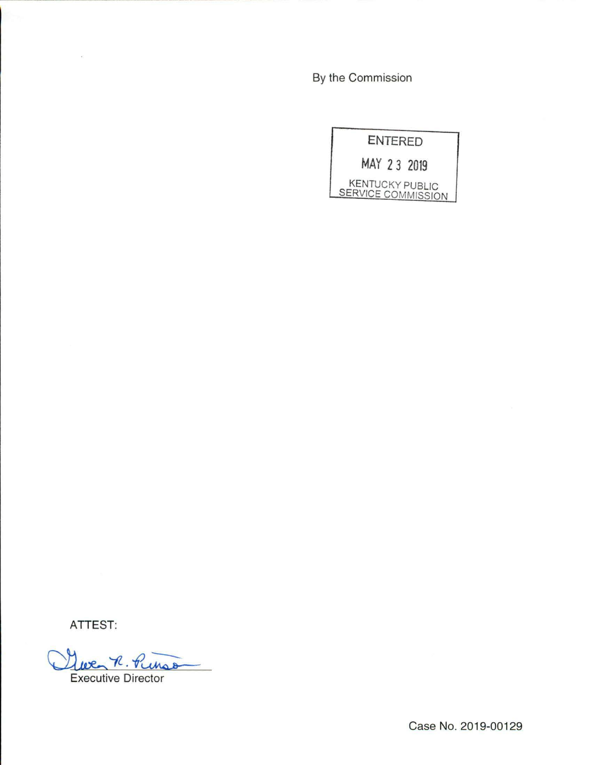By the Commission

ENTERED

MAY 23 2019

KENTUCKY PUBLIC SERVICE COMMISSION

ATTEST:

Gwen R. Pinson

Executive Director

Case No. 2019-00129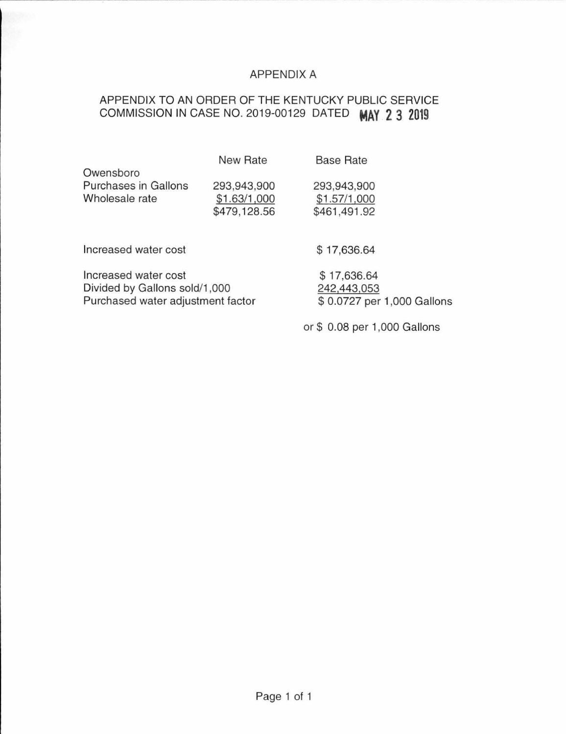APPENDIX A

APPENDIX TO AN ORDER OF THE KENTUCKY PUBLIC SERVICE COMMISSION IN CASE NO. 2019-00129 DATED **MAY 2 3 2019**

| | New Rate | Base Rate |
|---|---|---|
| Owensboro | | |
| Purchases in Gallons | 293,943,900 | 293,943,900 |
| Wholesale rate | $1.63/1,000 | $1.57/1,000 |
| | $479,128.56 | $461,491.92 |
| | | |
| Increased water cost | | $ 17,636.64 |
| | | |
| Increased water cost | | $ 17,636.64 |
| Divided by Gallons sold/1,000 | | 242,443,053 |
| Purchased water adjustment factor | | $ 0.0727 per 1,000 Gallons |
| | | or $ 0.08 per 1,000 Gallons |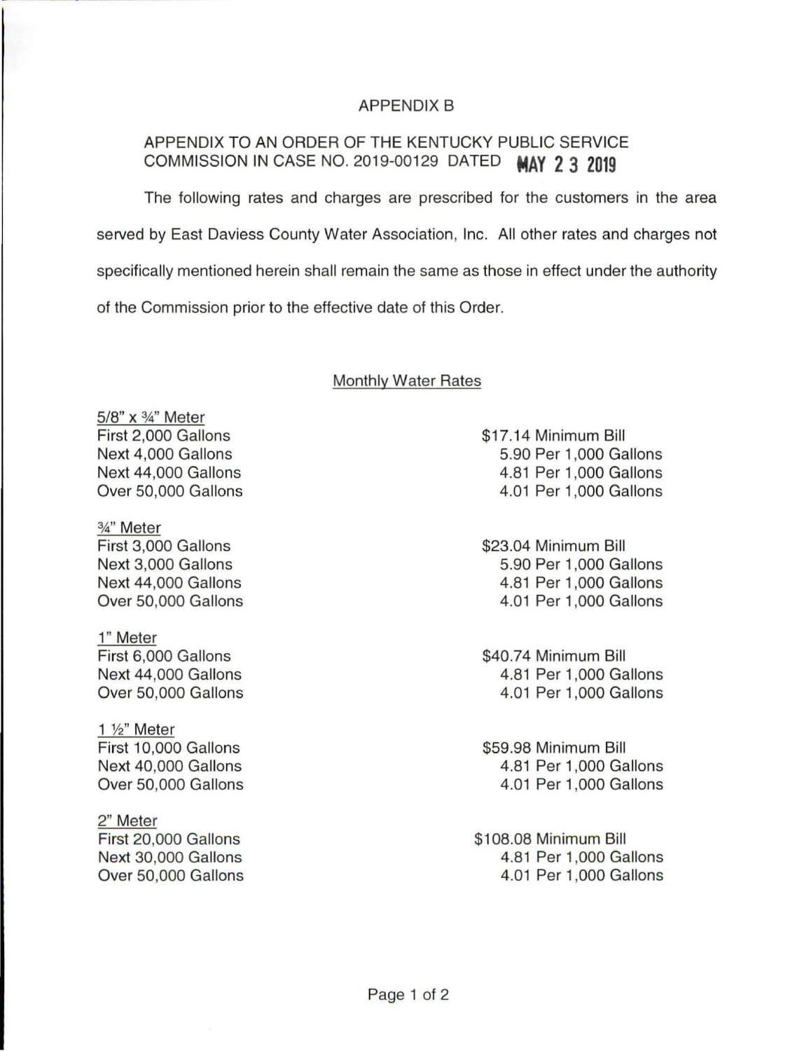# APPENDIX B

APPENDIX TO AN ORDER OF THE KENTUCKY PUBLIC SERVICE COMMISSION IN CASE NO. 2019-00129 DATED MAY 23 2019

The following rates and charges are prescribed for the customers in the area served by East Daviess County Water Association, Inc. All other rates and charges not specifically mentioned herein shall remain the same as those in effect under the authority of the Commission prior to the effective date of this Order.

## Monthly Water Rates

**5/8" x ¾" Meter**

| | |
|---|---|
| First 2,000 Gallons | $17.14 Minimum Bill |
| Next 4,000 Gallons | 5.90 Per 1,000 Gallons |
| Next 44,000 Gallons | 4.81 Per 1,000 Gallons |
| Over 50,000 Gallons | 4.01 Per 1,000 Gallons |

**¾" Meter**

| | |
|---|---|
| First 3,000 Gallons | $23.04 Minimum Bill |
| Next 3,000 Gallons | 5.90 Per 1,000 Gallons |
| Next 44,000 Gallons | 4.81 Per 1,000 Gallons |
| Over 50,000 Gallons | 4.01 Per 1,000 Gallons |

**1" Meter**

| | |
|---|---|
| First 6,000 Gallons | $40.74 Minimum Bill |
| Next 44,000 Gallons | 4.81 Per 1,000 Gallons |
| Over 50,000 Gallons | 4.01 Per 1,000 Gallons |

**1 ½" Meter**

| | |
|---|---|
| First 10,000 Gallons | $59.98 Minimum Bill |
| Next 40,000 Gallons | 4.81 Per 1,000 Gallons |
| Over 50,000 Gallons | 4.01 Per 1,000 Gallons |

**2" Meter**

| | |
|---|---|
| First 20,000 Gallons | $108.08 Minimum Bill |
| Next 30,000 Gallons | 4.81 Per 1,000 Gallons |
| Over 50,000 Gallons | 4.01 Per 1,000 Gallons |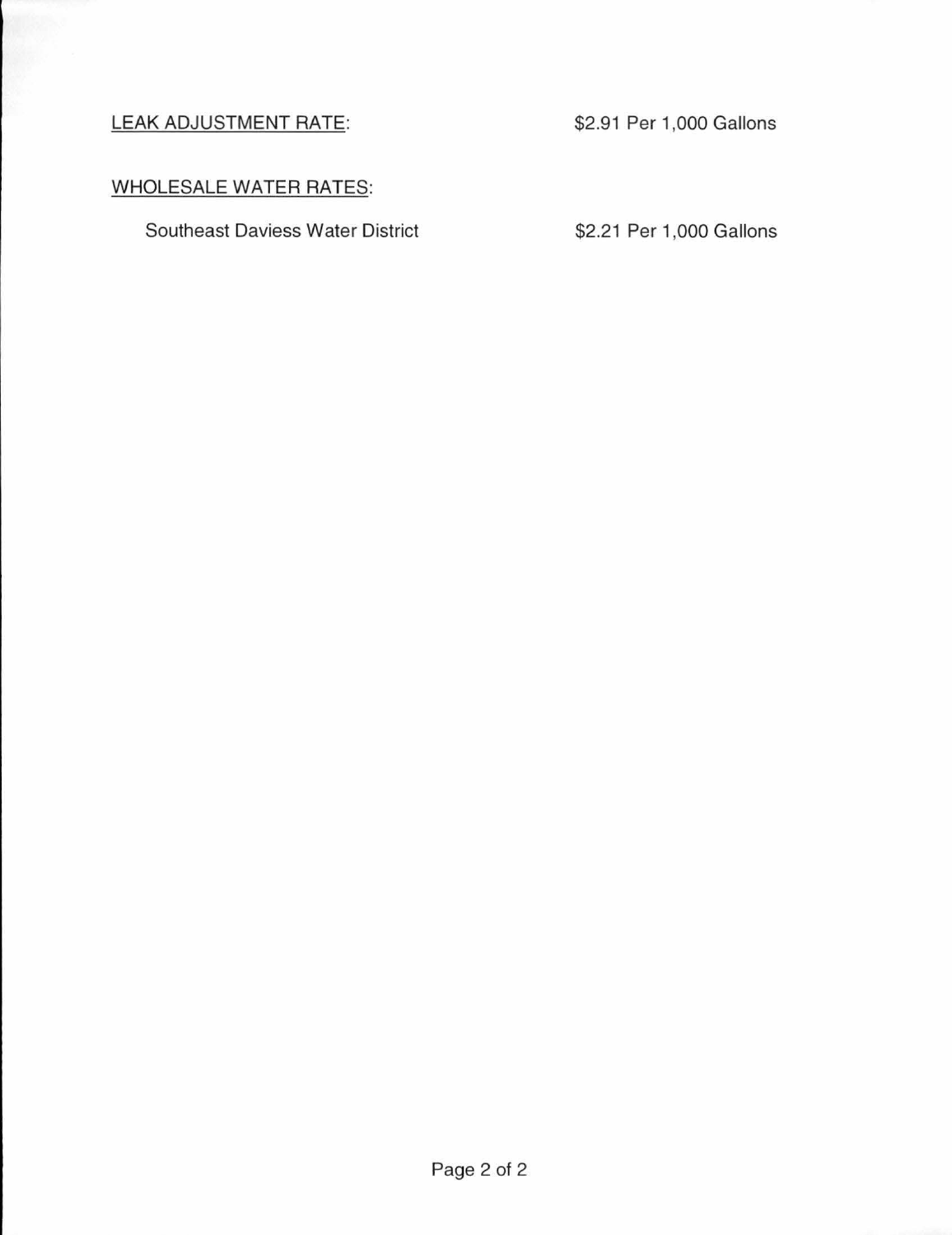<u>LEAK ADJUSTMENT RATE</u>: $2.91 Per 1,000 Gallons

<u>WHOLESALE WATER RATES</u>:

| | |
|---|---|
| Southeast Daviess Water District | $2.21 Per 1,000 Gallons |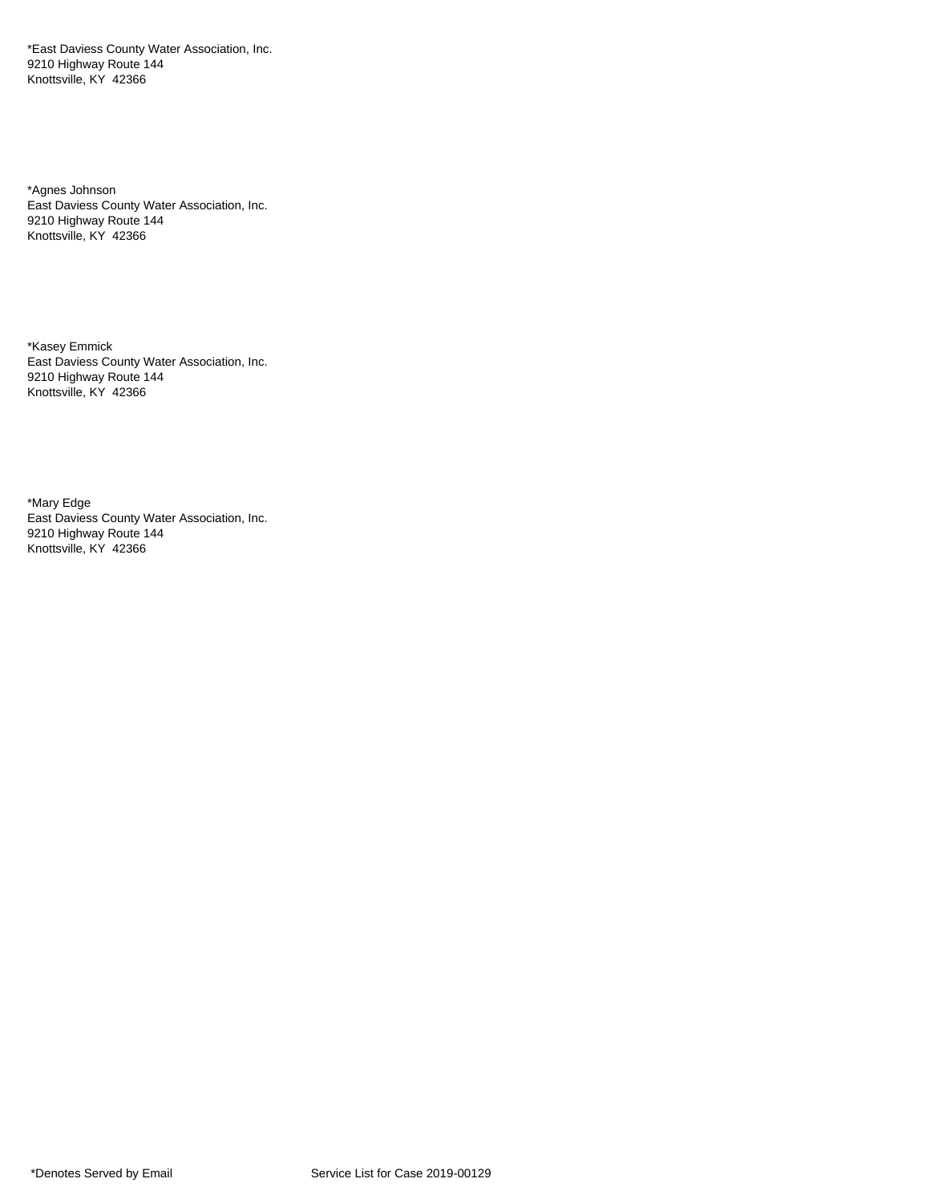*East Daviess County Water Association, Inc.
9210 Highway Route 144
Knottsville, KY  42366

*Agnes Johnson
East Daviess County Water Association, Inc.
9210 Highway Route 144
Knottsville, KY  42366

*Kasey Emmick
East Daviess County Water Association, Inc.
9210 Highway Route 144
Knottsville, KY  42366

*Mary Edge
East Daviess County Water Association, Inc.
9210 Highway Route 144
Knottsville, KY  42366

*Denotes Served by Email

Service List for Case 2019-00129